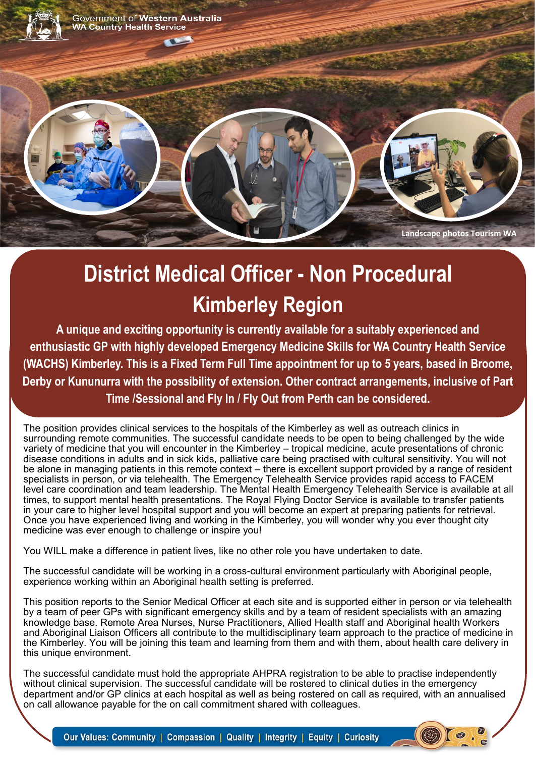Government of Western Australia
WA Country Health Service

Landscape photos Tourism WA

# District Medical Officer - Non Procedural

## Kimberley Region

**A unique and exciting opportunity is currently available for a suitably experienced and enthusiastic GP with highly developed Emergency Medicine Skills for WA Country Health Service (WACHS) Kimberley. This is a Fixed Term Full Time appointment for up to 5 years, based in Broome, Derby or Kununurra with the possibility of extension. Other contract arrangements, inclusive of Part Time /Sessional and Fly In / Fly Out from Perth can be considered.**

The position provides clinical services to the hospitals of the Kimberley as well as outreach clinics in surrounding remote communities. The successful candidate needs to be open to being challenged by the wide variety of medicine that you will encounter in the Kimberley – tropical medicine, acute presentations of chronic disease conditions in adults and in sick kids, palliative care being practised with cultural sensitivity. You will not be alone in managing patients in this remote context – there is excellent support provided by a range of resident specialists in person, or via telehealth. The Emergency Telehealth Service provides rapid access to FACEM level care coordination and team leadership. The Mental Health Emergency Telehealth Service is available at all times, to support mental health presentations. The Royal Flying Doctor Service is available to transfer patients in your care to higher level hospital support and you will become an expert at preparing patients for retrieval. Once you have experienced living and working in the Kimberley, you will wonder why you ever thought city medicine was ever enough to challenge or inspire you!

You WILL make a difference in patient lives, like no other role you have undertaken to date.

The successful candidate will be working in a cross-cultural environment particularly with Aboriginal people, experience working within an Aboriginal health setting is preferred.

This position reports to the Senior Medical Officer at each site and is supported either in person or via telehealth by a team of peer GPs with significant emergency skills and by a team of resident specialists with an amazing knowledge base. Remote Area Nurses, Nurse Practitioners, Allied Health staff and Aboriginal health Workers and Aboriginal Liaison Officers all contribute to the multidisciplinary team approach to the practice of medicine in the Kimberley. You will be joining this team and learning from them and with them, about health care delivery in this unique environment.

The successful candidate must hold the appropriate AHPRA registration to be able to practise independently without clinical supervision. The successful candidate will be rostered to clinical duties in the emergency department and/or GP clinics at each hospital as well as being rostered on call as required, with an annualised on call allowance payable for the on call commitment shared with colleagues.

Our Values: Community | Compassion | Quality | Integrity | Equity | Curiosity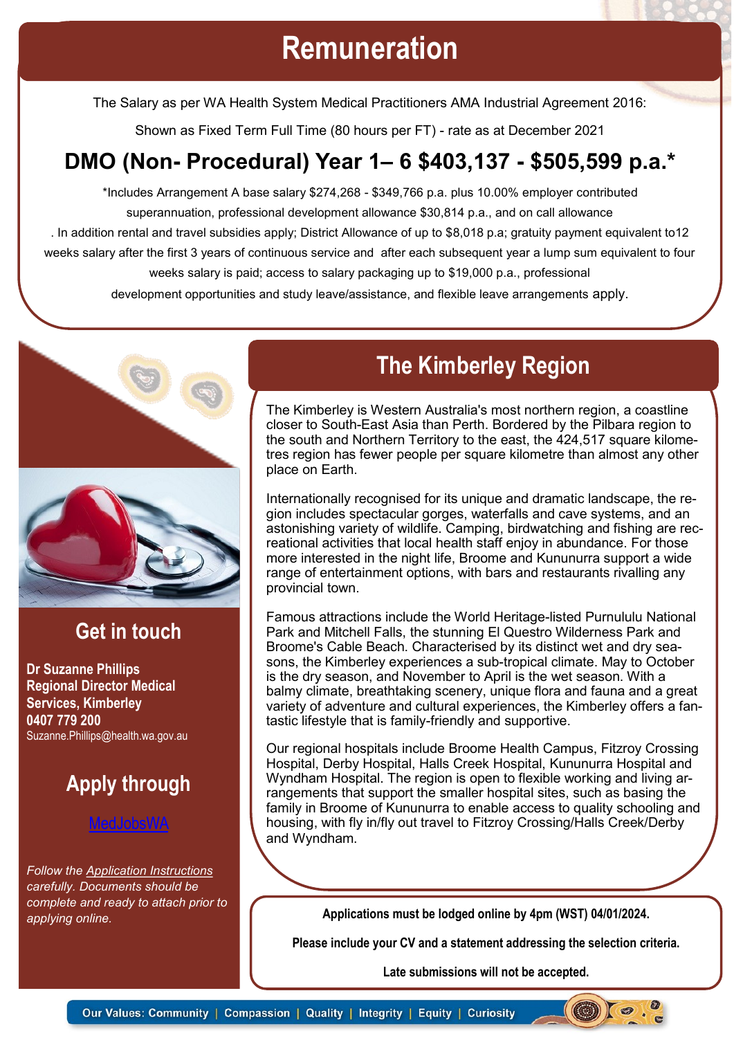# Remuneration

The Salary as per WA Health System Medical Practitioners AMA Industrial Agreement 2016:

Shown as Fixed Term Full Time (80 hours per FT) - rate as at December 2021

## DMO (Non- Procedural) Year 1– 6 $403,137 - $505,599 p.a.*

*Includes Arrangement A base salary $274,268 - $349,766 p.a. plus 10.00% employer contributed superannuation, professional development allowance $30,814 p.a., and on call allowance . In addition rental and travel subsidies apply; District Allowance of up to $8,018 p.a; gratuity payment equivalent to12 weeks salary after the first 3 years of continuous service and after each subsequent year a lump sum equivalent to four weeks salary is paid; access to salary packaging up to $19,000 p.a., professional development opportunities and study leave/assistance, and flexible leave arrangements apply.

## The Kimberley Region

The Kimberley is Western Australia's most northern region, a coastline closer to South-East Asia than Perth. Bordered by the Pilbara region to the south and Northern Territory to the east, the 424,517 square kilometres region has fewer people per square kilometre than almost any other place on Earth.

Internationally recognised for its unique and dramatic landscape, the region includes spectacular gorges, waterfalls and cave systems, and an astonishing variety of wildlife. Camping, birdwatching and fishing are recreational activities that local health staff enjoy in abundance. For those more interested in the night life, Broome and Kununurra support a wide range of entertainment options, with bars and restaurants rivalling any provincial town.

Famous attractions include the World Heritage-listed Purnululu National Park and Mitchell Falls, the stunning El Questro Wilderness Park and Broome's Cable Beach. Characterised by its distinct wet and dry seasons, the Kimberley experiences a sub-tropical climate. May to October is the dry season, and November to April is the wet season. With a balmy climate, breathtaking scenery, unique flora and fauna and a great variety of adventure and cultural experiences, the Kimberley offers a fantastic lifestyle that is family-friendly and supportive.

Our regional hospitals include Broome Health Campus, Fitzroy Crossing Hospital, Derby Hospital, Halls Creek Hospital, Kununurra Hospital and Wyndham Hospital. The region is open to flexible working and living arrangements that support the smaller hospital sites, such as basing the family in Broome of Kununurra to enable access to quality schooling and housing, with fly in/fly out travel to Fitzroy Crossing/Halls Creek/Derby and Wyndham.

## Get in touch

**Dr Suzanne Phillips**
**Regional Director Medical Services, Kimberley**
**0407 779 200**
Suzanne.Phillips@health.wa.gov.au

## Apply through

MedJobsWA

*Follow the Application Instructions carefully. Documents should be complete and ready to attach prior to applying online.*

**Applications must be lodged online by 4pm (WST) 04/01/2024.**

**Please include your CV and a statement addressing the selection criteria.**

**Late submissions will not be accepted.**

Our Values: Community | Compassion | Quality | Integrity | Equity | Curiosity